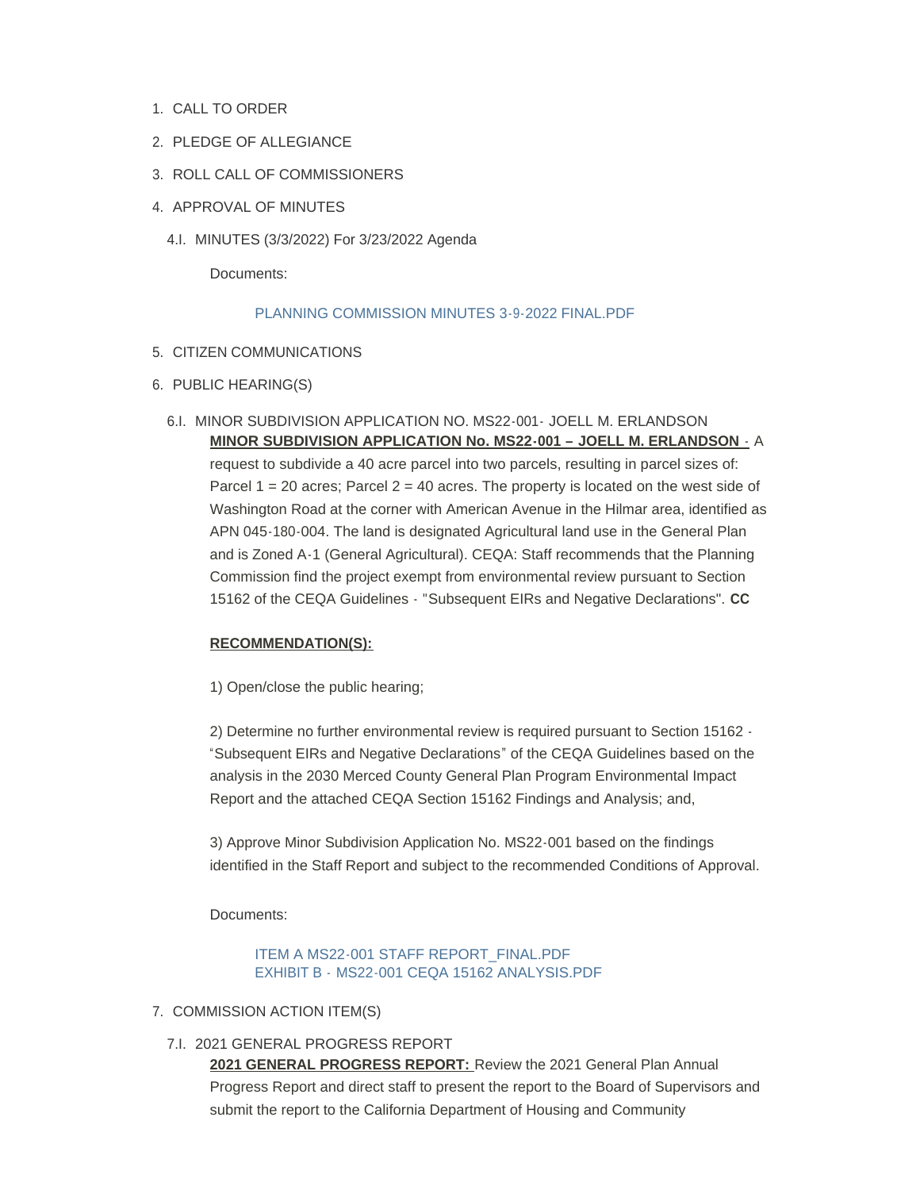1. CALL TO ORDER
2. PLEDGE OF ALLEGIANCE
3. ROLL CALL OF COMMISSIONERS
4. APPROVAL OF MINUTES

   4.I. MINUTES (3/3/2022) For 3/23/2022 Agenda

   Documents:

   PLANNING COMMISSION MINUTES 3-9-2022 FINAL.PDF

5. CITIZEN COMMUNICATIONS
6. PUBLIC HEARING(S)

   6.I. MINOR SUBDIVISION APPLICATION NO. MS22-001- JOELL M. ERLANDSON

   **MINOR SUBDIVISION APPLICATION No. MS22-001 – JOELL M. ERLANDSON** - A request to subdivide a 40 acre parcel into two parcels, resulting in parcel sizes of: Parcel 1 = 20 acres; Parcel 2 = 40 acres. The property is located on the west side of Washington Road at the corner with American Avenue in the Hilmar area, identified as APN 045-180-004. The land is designated Agricultural land use in the General Plan and is Zoned A-1 (General Agricultural). CEQA: Staff recommends that the Planning Commission find the project exempt from environmental review pursuant to Section 15162 of the CEQA Guidelines - "Subsequent EIRs and Negative Declarations". **CC**

   **RECOMMENDATION(S):**

   1) Open/close the public hearing;

   2) Determine no further environmental review is required pursuant to Section 15162 - "Subsequent EIRs and Negative Declarations" of the CEQA Guidelines based on the analysis in the 2030 Merced County General Plan Program Environmental Impact Report and the attached CEQA Section 15162 Findings and Analysis; and,

   3) Approve Minor Subdivision Application No. MS22-001 based on the findings identified in the Staff Report and subject to the recommended Conditions of Approval.

   Documents:

   ITEM A MS22-001 STAFF REPORT_FINAL.PDF
   EXHIBIT B - MS22-001 CEQA 15162 ANALYSIS.PDF

7. COMMISSION ACTION ITEM(S)

   7.I. 2021 GENERAL PROGRESS REPORT

   **2021 GENERAL PROGRESS REPORT:** Review the 2021 General Plan Annual Progress Report and direct staff to present the report to the Board of Supervisors and submit the report to the California Department of Housing and Community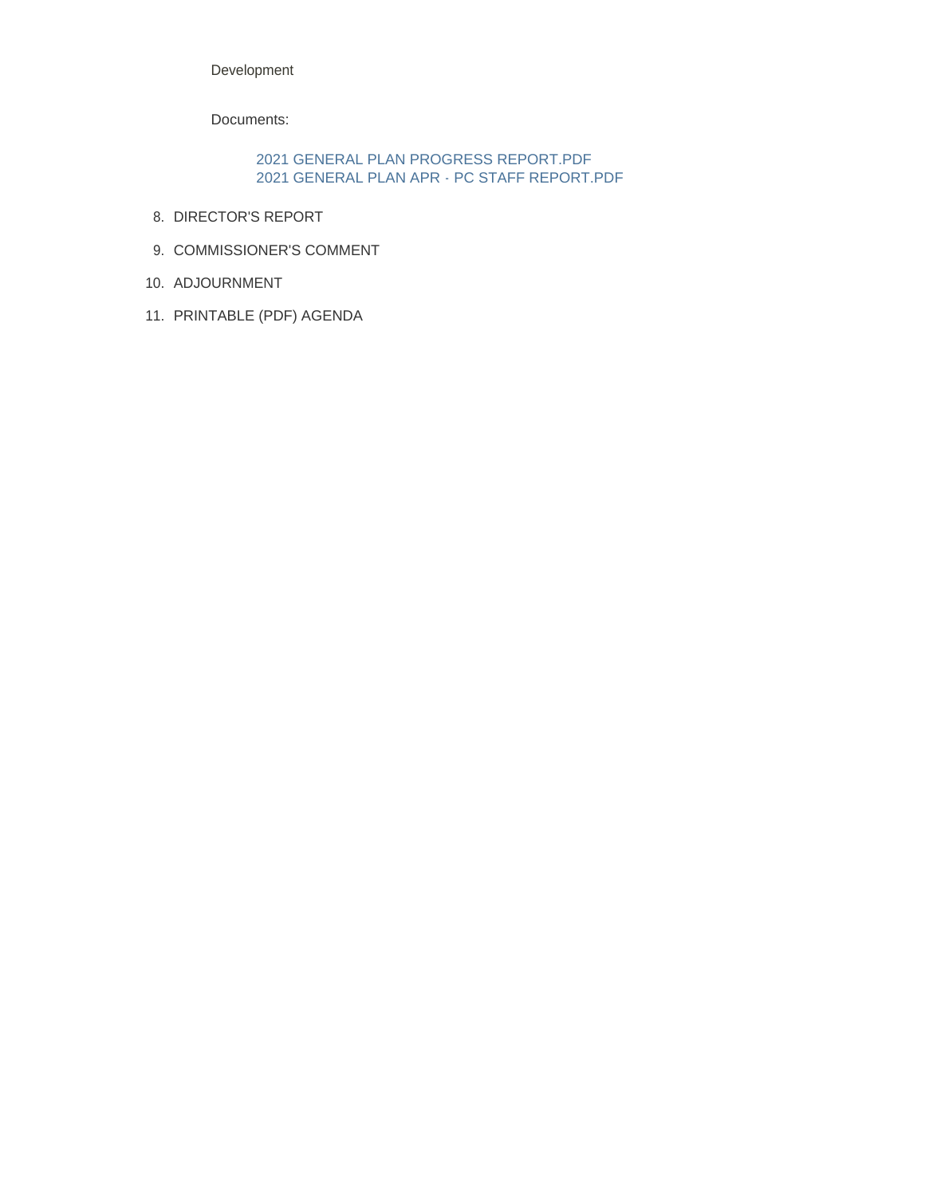Development

Documents:

2021 GENERAL PLAN PROGRESS REPORT.PDF
2021 GENERAL PLAN APR - PC STAFF REPORT.PDF

8. DIRECTOR'S REPORT
9. COMMISSIONER'S COMMENT
10. ADJOURNMENT
11. PRINTABLE (PDF) AGENDA